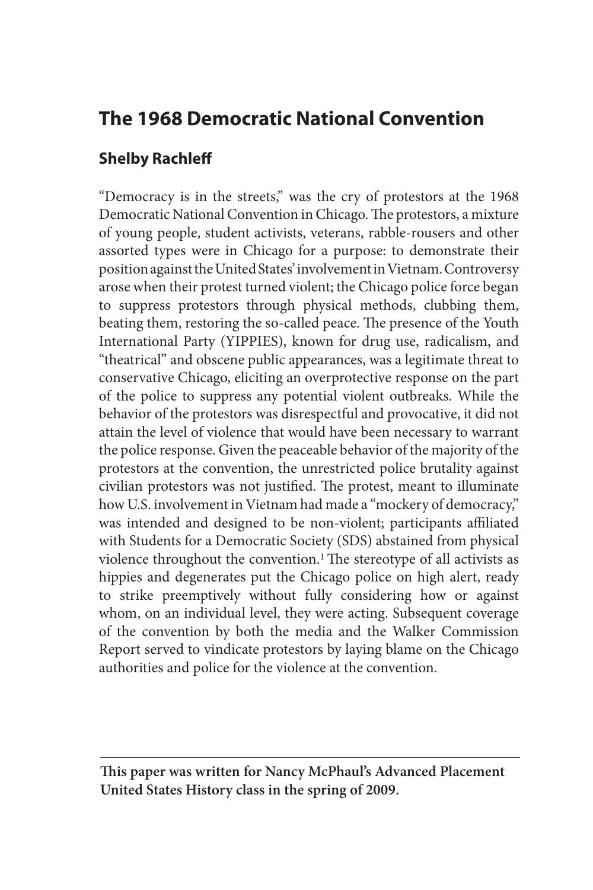# The 1968 Democratic National Convention

## Shelby Rachleff

"Democracy is in the streets," was the cry of protestors at the 1968 Democratic National Convention in Chicago. The protestors, a mixture of young people, student activists, veterans, rabble-rousers and other assorted types were in Chicago for a purpose: to demonstrate their position against the United States' involvement in Vietnam. Controversy arose when their protest turned violent; the Chicago police force began to suppress protestors through physical methods, clubbing them, beating them, restoring the so-called peace. The presence of the Youth International Party (YIPPIES), known for drug use, radicalism, and "theatrical" and obscene public appearances, was a legitimate threat to conservative Chicago, eliciting an overprotective response on the part of the police to suppress any potential violent outbreaks. While the behavior of the protestors was disrespectful and provocative, it did not attain the level of violence that would have been necessary to warrant the police response. Given the peaceable behavior of the majority of the protestors at the convention, the unrestricted police brutality against civilian protestors was not justified. The protest, meant to illuminate how U.S. involvement in Vietnam had made a "mockery of democracy," was intended and designed to be non-violent; participants affiliated with Students for a Democratic Society (SDS) abstained from physical violence throughout the convention.[1] The stereotype of all activists as hippies and degenerates put the Chicago police on high alert, ready to strike preemptively without fully considering how or against whom, on an individual level, they were acting. Subsequent coverage of the convention by both the media and the Walker Commission Report served to vindicate protestors by laying blame on the Chicago authorities and police for the violence at the convention.

---

**This paper was written for Nancy McPhaul's Advanced Placement United States History class in the spring of 2009.**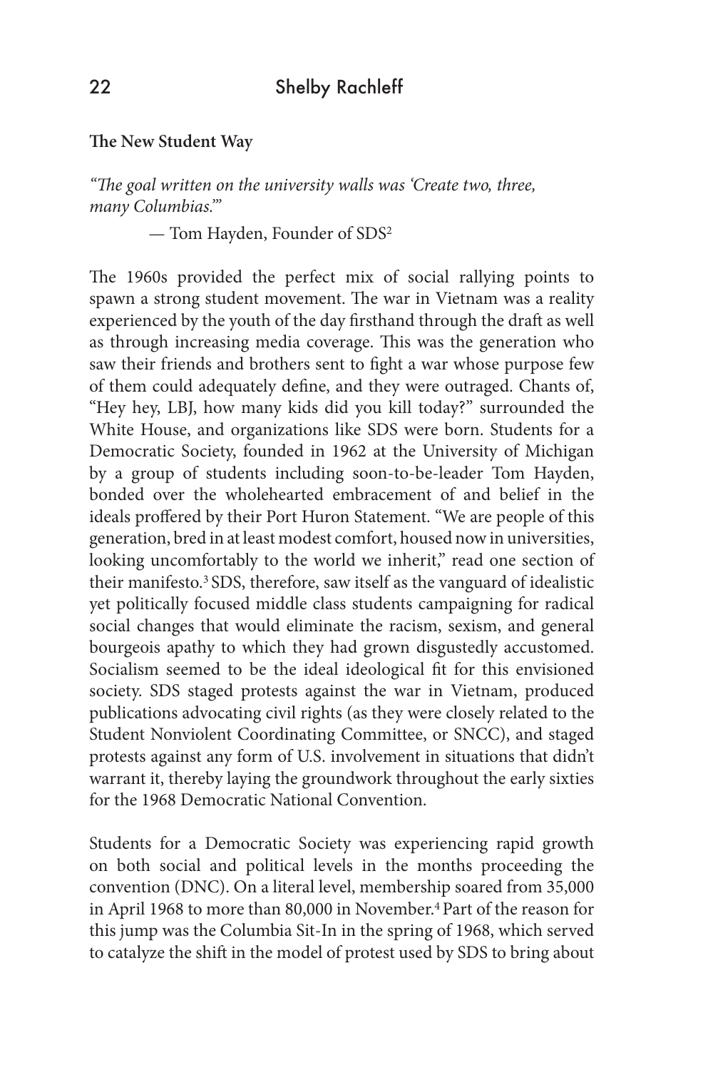**The New Student Way**

*"The goal written on the university walls was 'Create two, three, many Columbias.'"*

— Tom Hayden, Founder of SDS[2]

The 1960s provided the perfect mix of social rallying points to spawn a strong student movement. The war in Vietnam was a reality experienced by the youth of the day firsthand through the draft as well as through increasing media coverage. This was the generation who saw their friends and brothers sent to fight a war whose purpose few of them could adequately define, and they were outraged. Chants of, "Hey hey, LBJ, how many kids did you kill today?" surrounded the White House, and organizations like SDS were born. Students for a Democratic Society, founded in 1962 at the University of Michigan by a group of students including soon-to-be-leader Tom Hayden, bonded over the wholehearted embracement of and belief in the ideals proffered by their Port Huron Statement. "We are people of this generation, bred in at least modest comfort, housed now in universities, looking uncomfortably to the world we inherit," read one section of their manifesto.[3] SDS, therefore, saw itself as the vanguard of idealistic yet politically focused middle class students campaigning for radical social changes that would eliminate the racism, sexism, and general bourgeois apathy to which they had grown disgustedly accustomed. Socialism seemed to be the ideal ideological fit for this envisioned society. SDS staged protests against the war in Vietnam, produced publications advocating civil rights (as they were closely related to the Student Nonviolent Coordinating Committee, or SNCC), and staged protests against any form of U.S. involvement in situations that didn't warrant it, thereby laying the groundwork throughout the early sixties for the 1968 Democratic National Convention.

Students for a Democratic Society was experiencing rapid growth on both social and political levels in the months proceeding the convention (DNC). On a literal level, membership soared from 35,000 in April 1968 to more than 80,000 in November.[4] Part of the reason for this jump was the Columbia Sit-In in the spring of 1968, which served to catalyze the shift in the model of protest used by SDS to bring about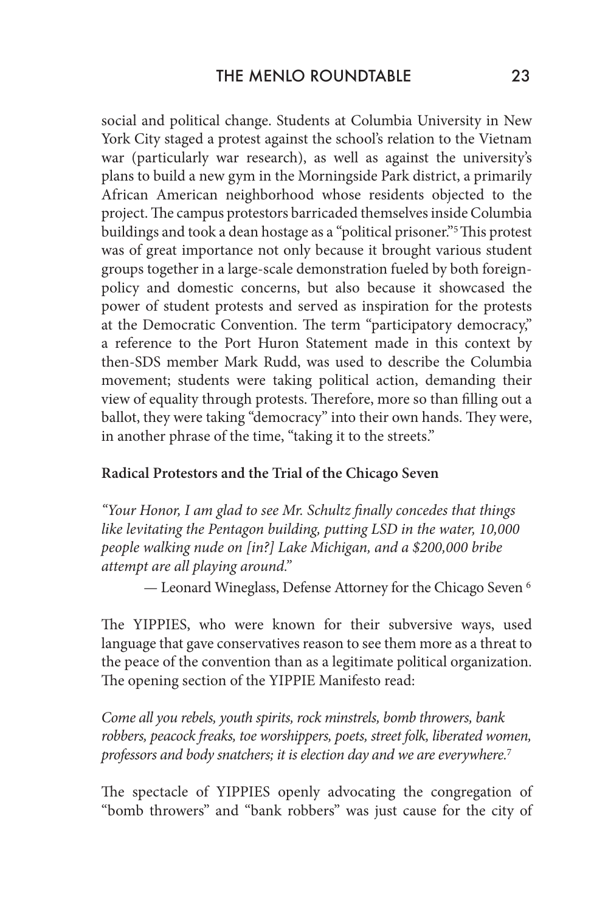social and political change. Students at Columbia University in New York City staged a protest against the school's relation to the Vietnam war (particularly war research), as well as against the university's plans to build a new gym in the Morningside Park district, a primarily African American neighborhood whose residents objected to the project. The campus protestors barricaded themselves inside Columbia buildings and took a dean hostage as a "political prisoner."[5] This protest was of great importance not only because it brought various student groups together in a large-scale demonstration fueled by both foreign-policy and domestic concerns, but also because it showcased the power of student protests and served as inspiration for the protests at the Democratic Convention. The term "participatory democracy," a reference to the Port Huron Statement made in this context by then-SDS member Mark Rudd, was used to describe the Columbia movement; students were taking political action, demanding their view of equality through protests. Therefore, more so than filling out a ballot, they were taking "democracy" into their own hands. They were, in another phrase of the time, "taking it to the streets."

**Radical Protestors and the Trial of the Chicago Seven**

*"Your Honor, I am glad to see Mr. Schultz finally concedes that things like levitating the Pentagon building, putting LSD in the water, 10,000 people walking nude on [in?] Lake Michigan, and a $200,000 bribe attempt are all playing around."*

— Leonard Wineglass, Defense Attorney for the Chicago Seven [6]

The YIPPIES, who were known for their subversive ways, used language that gave conservatives reason to see them more as a threat to the peace of the convention than as a legitimate political organization. The opening section of the YIPPIE Manifesto read:

*Come all you rebels, youth spirits, rock minstrels, bomb throwers, bank robbers, peacock freaks, toe worshippers, poets, street folk, liberated women, professors and body snatchers; it is election day and we are everywhere.*[7]

The spectacle of YIPPIES openly advocating the congregation of "bomb throwers" and "bank robbers" was just cause for the city of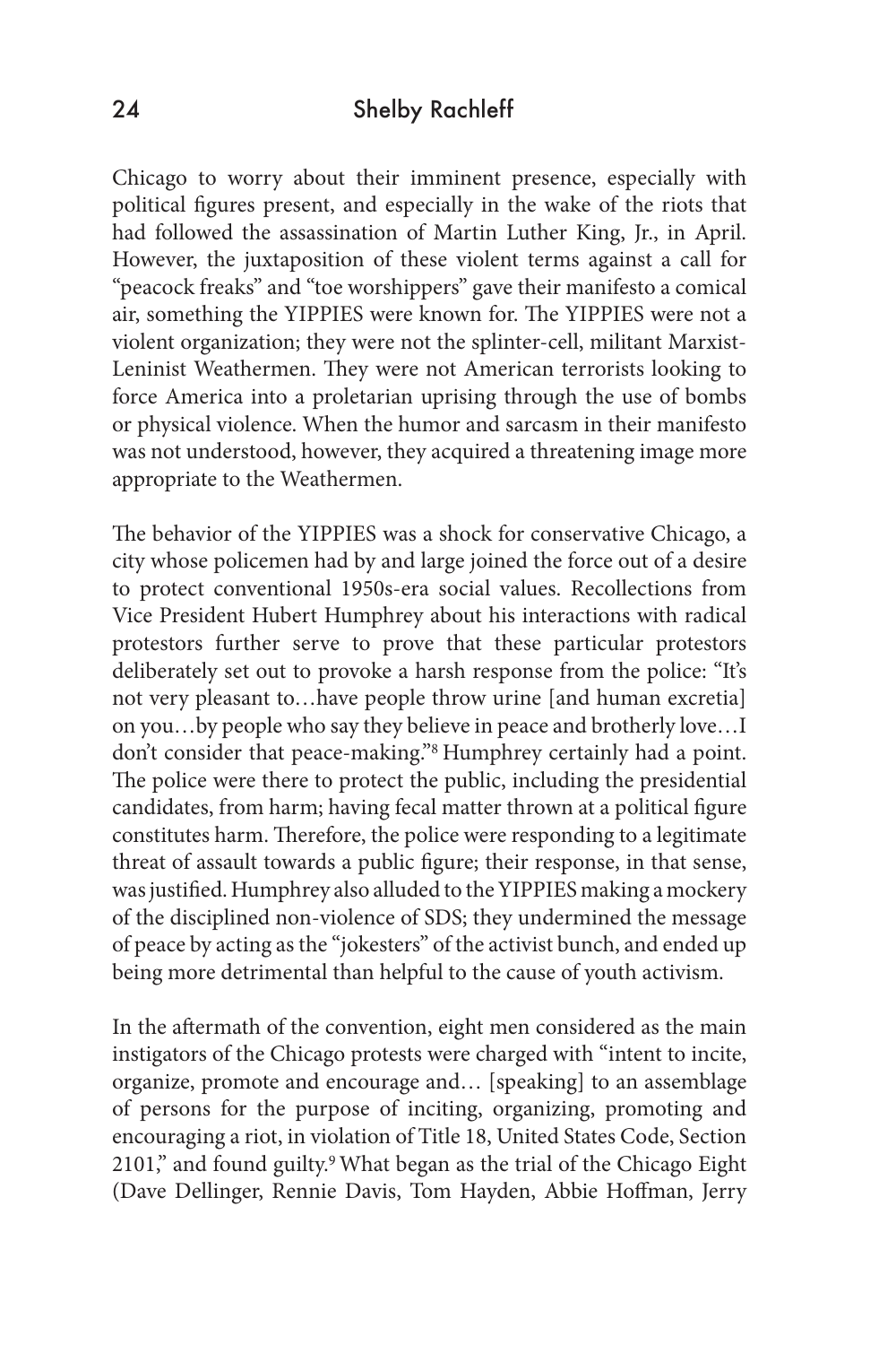Chicago to worry about their imminent presence, especially with political figures present, and especially in the wake of the riots that had followed the assassination of Martin Luther King, Jr., in April. However, the juxtaposition of these violent terms against a call for "peacock freaks" and "toe worshippers" gave their manifesto a comical air, something the YIPPIES were known for. The YIPPIES were not a violent organization; they were not the splinter-cell, militant Marxist-Leninist Weathermen. They were not American terrorists looking to force America into a proletarian uprising through the use of bombs or physical violence. When the humor and sarcasm in their manifesto was not understood, however, they acquired a threatening image more appropriate to the Weathermen.

The behavior of the YIPPIES was a shock for conservative Chicago, a city whose policemen had by and large joined the force out of a desire to protect conventional 1950s-era social values. Recollections from Vice President Hubert Humphrey about his interactions with radical protestors further serve to prove that these particular protestors deliberately set out to provoke a harsh response from the police: "It's not very pleasant to…have people throw urine [and human excretia] on you…by people who say they believe in peace and brotherly love…I don't consider that peace-making."[8] Humphrey certainly had a point. The police were there to protect the public, including the presidential candidates, from harm; having fecal matter thrown at a political figure constitutes harm. Therefore, the police were responding to a legitimate threat of assault towards a public figure; their response, in that sense, was justified. Humphrey also alluded to the YIPPIES making a mockery of the disciplined non-violence of SDS; they undermined the message of peace by acting as the "jokesters" of the activist bunch, and ended up being more detrimental than helpful to the cause of youth activism.

In the aftermath of the convention, eight men considered as the main instigators of the Chicago protests were charged with "intent to incite, organize, promote and encourage and… [speaking] to an assemblage of persons for the purpose of inciting, organizing, promoting and encouraging a riot, in violation of Title 18, United States Code, Section 2101," and found guilty.[9] What began as the trial of the Chicago Eight (Dave Dellinger, Rennie Davis, Tom Hayden, Abbie Hoffman, Jerry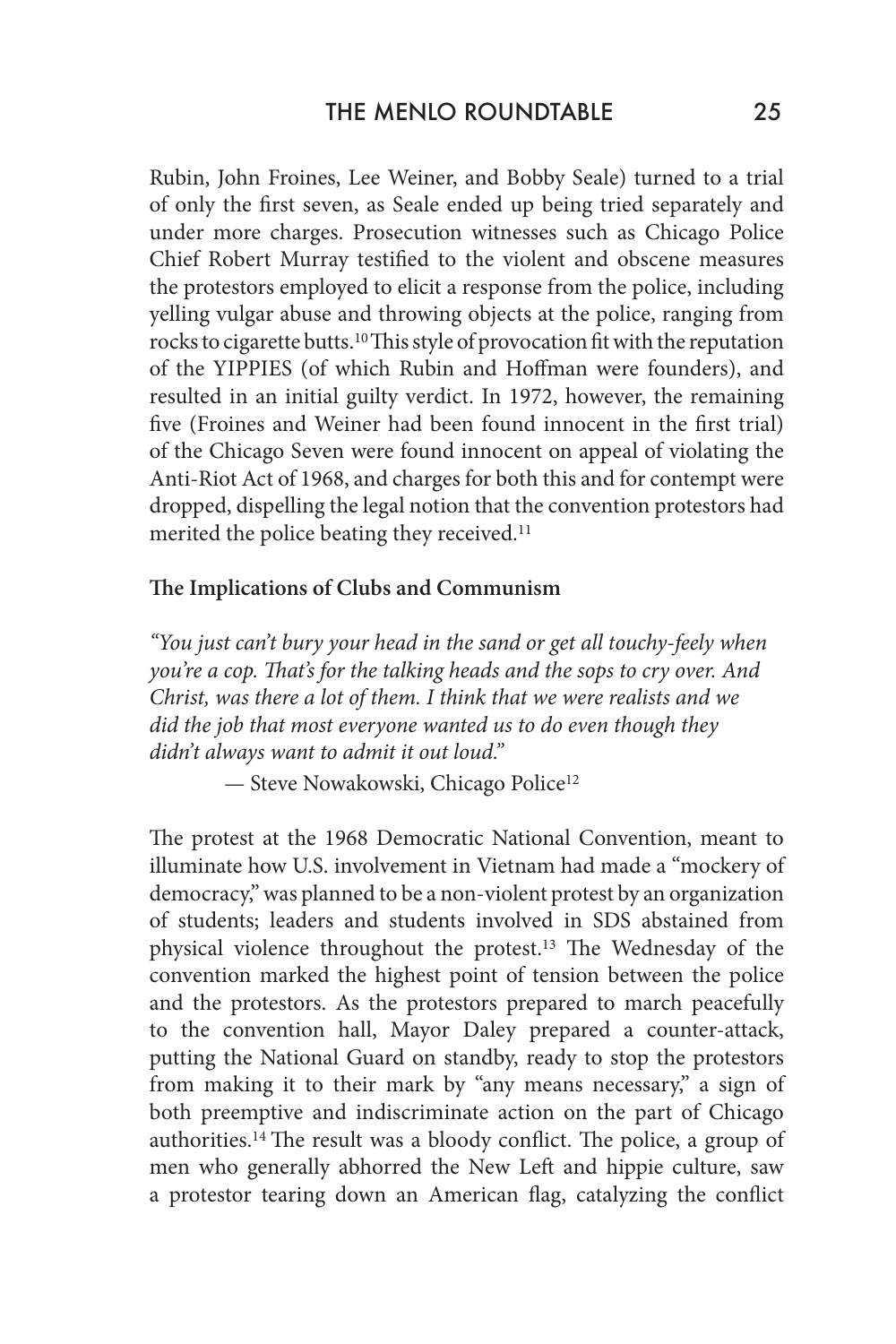Rubin, John Froines, Lee Weiner, and Bobby Seale) turned to a trial of only the first seven, as Seale ended up being tried separately and under more charges. Prosecution witnesses such as Chicago Police Chief Robert Murray testified to the violent and obscene measures the protestors employed to elicit a response from the police, including yelling vulgar abuse and throwing objects at the police, ranging from rocks to cigarette butts.[10] This style of provocation fit with the reputation of the YIPPIES (of which Rubin and Hoffman were founders), and resulted in an initial guilty verdict. In 1972, however, the remaining five (Froines and Weiner had been found innocent in the first trial) of the Chicago Seven were found innocent on appeal of violating the Anti-Riot Act of 1968, and charges for both this and for contempt were dropped, dispelling the legal notion that the convention protestors had merited the police beating they received.[11]

**The Implications of Clubs and Communism**

*"You just can't bury your head in the sand or get all touchy-feely when you're a cop. That's for the talking heads and the sops to cry over. And Christ, was there a lot of them. I think that we were realists and we did the job that most everyone wanted us to do even though they didn't always want to admit it out loud."*

— Steve Nowakowski, Chicago Police[12]

The protest at the 1968 Democratic National Convention, meant to illuminate how U.S. involvement in Vietnam had made a "mockery of democracy," was planned to be a non-violent protest by an organization of students; leaders and students involved in SDS abstained from physical violence throughout the protest.[13] The Wednesday of the convention marked the highest point of tension between the police and the protestors. As the protestors prepared to march peacefully to the convention hall, Mayor Daley prepared a counter-attack, putting the National Guard on standby, ready to stop the protestors from making it to their mark by "any means necessary," a sign of both preemptive and indiscriminate action on the part of Chicago authorities.[14] The result was a bloody conflict. The police, a group of men who generally abhorred the New Left and hippie culture, saw a protestor tearing down an American flag, catalyzing the conflict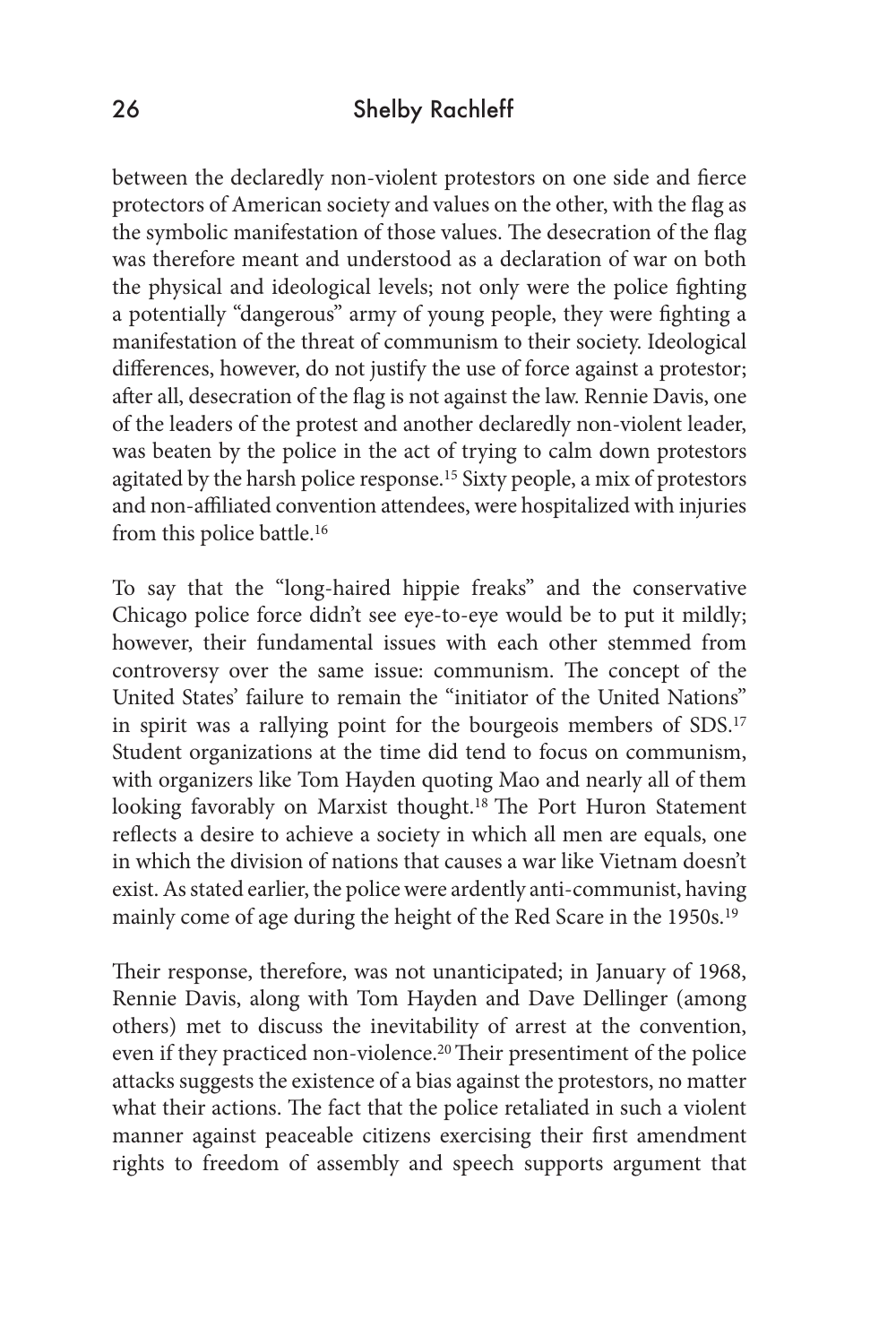between the declaredly non-violent protestors on one side and fierce protectors of American society and values on the other, with the flag as the symbolic manifestation of those values. The desecration of the flag was therefore meant and understood as a declaration of war on both the physical and ideological levels; not only were the police fighting a potentially "dangerous" army of young people, they were fighting a manifestation of the threat of communism to their society. Ideological differences, however, do not justify the use of force against a protestor; after all, desecration of the flag is not against the law. Rennie Davis, one of the leaders of the protest and another declaredly non-violent leader, was beaten by the police in the act of trying to calm down protestors agitated by the harsh police response.[15] Sixty people, a mix of protestors and non-affiliated convention attendees, were hospitalized with injuries from this police battle.[16]

To say that the "long-haired hippie freaks" and the conservative Chicago police force didn't see eye-to-eye would be to put it mildly; however, their fundamental issues with each other stemmed from controversy over the same issue: communism. The concept of the United States' failure to remain the "initiator of the United Nations" in spirit was a rallying point for the bourgeois members of SDS.[17] Student organizations at the time did tend to focus on communism, with organizers like Tom Hayden quoting Mao and nearly all of them looking favorably on Marxist thought.[18] The Port Huron Statement reflects a desire to achieve a society in which all men are equals, one in which the division of nations that causes a war like Vietnam doesn't exist. As stated earlier, the police were ardently anti-communist, having mainly come of age during the height of the Red Scare in the 1950s.[19]

Their response, therefore, was not unanticipated; in January of 1968, Rennie Davis, along with Tom Hayden and Dave Dellinger (among others) met to discuss the inevitability of arrest at the convention, even if they practiced non-violence.[20] Their presentiment of the police attacks suggests the existence of a bias against the protestors, no matter what their actions. The fact that the police retaliated in such a violent manner against peaceable citizens exercising their first amendment rights to freedom of assembly and speech supports argument that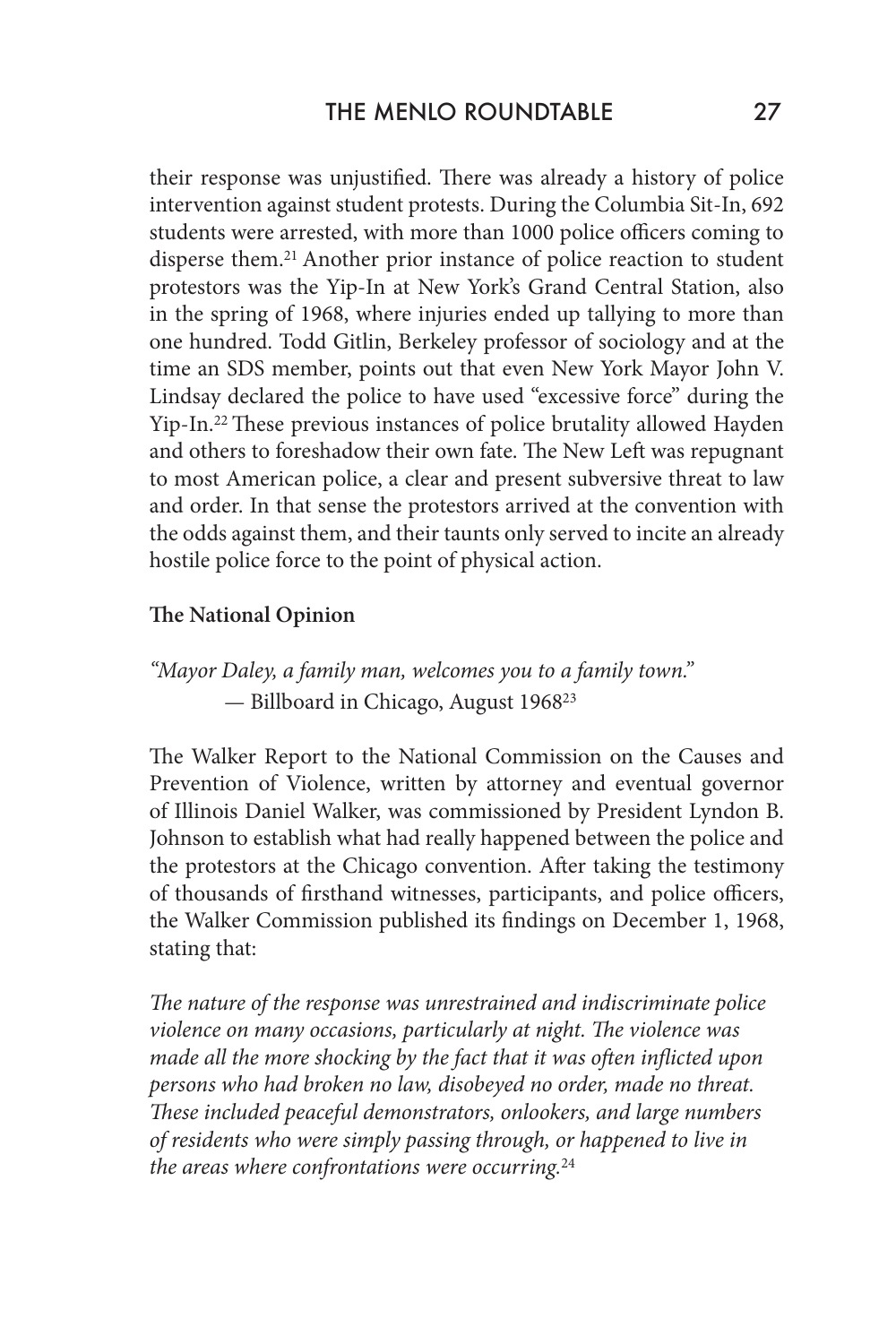their response was unjustified. There was already a history of police intervention against student protests. During the Columbia Sit-In, 692 students were arrested, with more than 1000 police officers coming to disperse them.[21] Another prior instance of police reaction to student protestors was the Yip-In at New York's Grand Central Station, also in the spring of 1968, where injuries ended up tallying to more than one hundred. Todd Gitlin, Berkeley professor of sociology and at the time an SDS member, points out that even New York Mayor John V. Lindsay declared the police to have used "excessive force" during the Yip-In.[22] These previous instances of police brutality allowed Hayden and others to foreshadow their own fate. The New Left was repugnant to most American police, a clear and present subversive threat to law and order. In that sense the protestors arrived at the convention with the odds against them, and their taunts only served to incite an already hostile police force to the point of physical action.

**The National Opinion**

*"Mayor Daley, a family man, welcomes you to a family town."*
— Billboard in Chicago, August 1968[23]

The Walker Report to the National Commission on the Causes and Prevention of Violence, written by attorney and eventual governor of Illinois Daniel Walker, was commissioned by President Lyndon B. Johnson to establish what had really happened between the police and the protestors at the Chicago convention. After taking the testimony of thousands of firsthand witnesses, participants, and police officers, the Walker Commission published its findings on December 1, 1968, stating that:

*The nature of the response was unrestrained and indiscriminate police violence on many occasions, particularly at night. The violence was made all the more shocking by the fact that it was often inflicted upon persons who had broken no law, disobeyed no order, made no threat. These included peaceful demonstrators, onlookers, and large numbers of residents who were simply passing through, or happened to live in the areas where confrontations were occurring.*[24]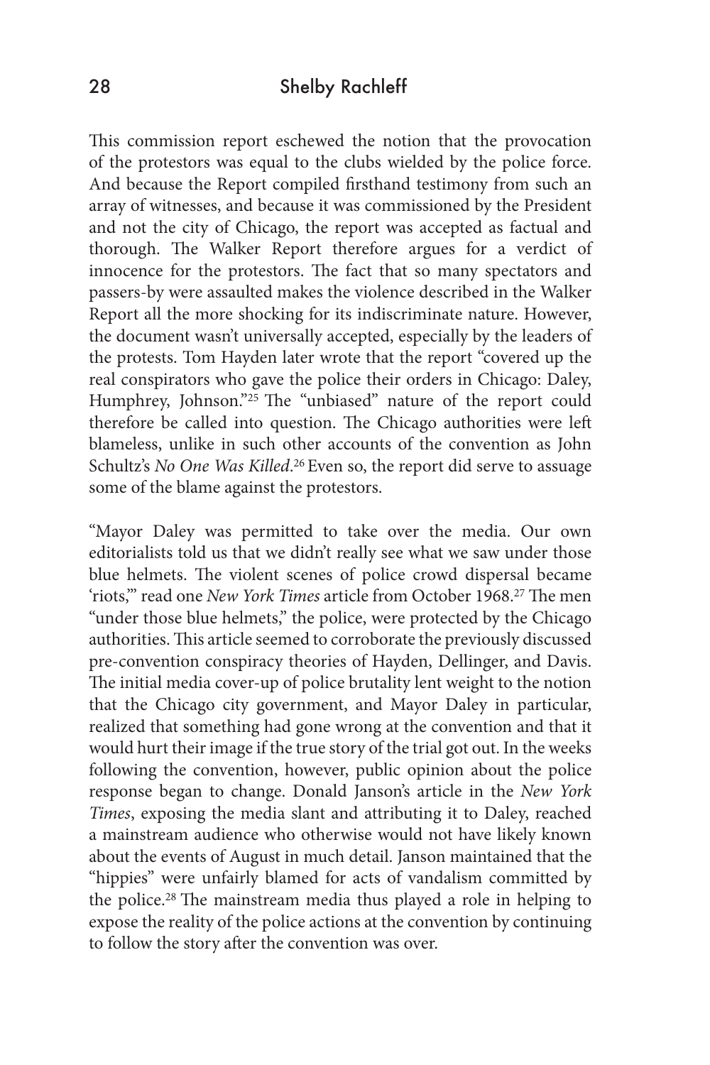This commission report eschewed the notion that the provocation of the protestors was equal to the clubs wielded by the police force. And because the Report compiled firsthand testimony from such an array of witnesses, and because it was commissioned by the President and not the city of Chicago, the report was accepted as factual and thorough. The Walker Report therefore argues for a verdict of innocence for the protestors. The fact that so many spectators and passers-by were assaulted makes the violence described in the Walker Report all the more shocking for its indiscriminate nature. However, the document wasn't universally accepted, especially by the leaders of the protests. Tom Hayden later wrote that the report "covered up the real conspirators who gave the police their orders in Chicago: Daley, Humphrey, Johnson."[25] The "unbiased" nature of the report could therefore be called into question. The Chicago authorities were left blameless, unlike in such other accounts of the convention as John Schultz's *No One Was Killed*.[26] Even so, the report did serve to assuage some of the blame against the protestors.

"Mayor Daley was permitted to take over the media. Our own editorialists told us that we didn't really see what we saw under those blue helmets. The violent scenes of police crowd dispersal became 'riots,'" read one *New York Times* article from October 1968.[27] The men "under those blue helmets," the police, were protected by the Chicago authorities. This article seemed to corroborate the previously discussed pre-convention conspiracy theories of Hayden, Dellinger, and Davis. The initial media cover-up of police brutality lent weight to the notion that the Chicago city government, and Mayor Daley in particular, realized that something had gone wrong at the convention and that it would hurt their image if the true story of the trial got out. In the weeks following the convention, however, public opinion about the police response began to change. Donald Janson's article in the *New York Times*, exposing the media slant and attributing it to Daley, reached a mainstream audience who otherwise would not have likely known about the events of August in much detail. Janson maintained that the "hippies" were unfairly blamed for acts of vandalism committed by the police.[28] The mainstream media thus played a role in helping to expose the reality of the police actions at the convention by continuing to follow the story after the convention was over.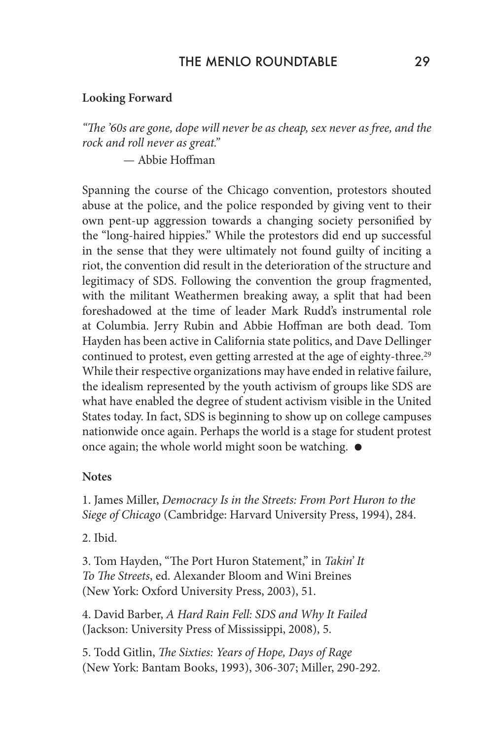### Looking Forward

*"The '60s are gone, dope will never be as cheap, sex never as free, and the rock and roll never as great."*

— Abbie Hoffman

Spanning the course of the Chicago convention, protestors shouted abuse at the police, and the police responded by giving vent to their own pent-up aggression towards a changing society personified by the "long-haired hippies." While the protestors did end up successful in the sense that they were ultimately not found guilty of inciting a riot, the convention did result in the deterioration of the structure and legitimacy of SDS. Following the convention the group fragmented, with the militant Weathermen breaking away, a split that had been foreshadowed at the time of leader Mark Rudd's instrumental role at Columbia. Jerry Rubin and Abbie Hoffman are both dead. Tom Hayden has been active in California state politics, and Dave Dellinger continued to protest, even getting arrested at the age of eighty-three.[29] While their respective organizations may have ended in relative failure, the idealism represented by the youth activism of groups like SDS are what have enabled the degree of student activism visible in the United States today. In fact, SDS is beginning to show up on college campuses nationwide once again. Perhaps the world is a stage for student protest once again; the whole world might soon be watching. ●

### Notes

1. James Miller, *Democracy Is in the Streets: From Port Huron to the Siege of Chicago* (Cambridge: Harvard University Press, 1994), 284.

2. Ibid.

3. Tom Hayden, "The Port Huron Statement," in *Takin' It To The Streets*, ed. Alexander Bloom and Wini Breines (New York: Oxford University Press, 2003), 51.

4. David Barber, *A Hard Rain Fell: SDS and Why It Failed* (Jackson: University Press of Mississippi, 2008), 5.

5. Todd Gitlin, *The Sixties: Years of Hope, Days of Rage* (New York: Bantam Books, 1993), 306-307; Miller, 290-292.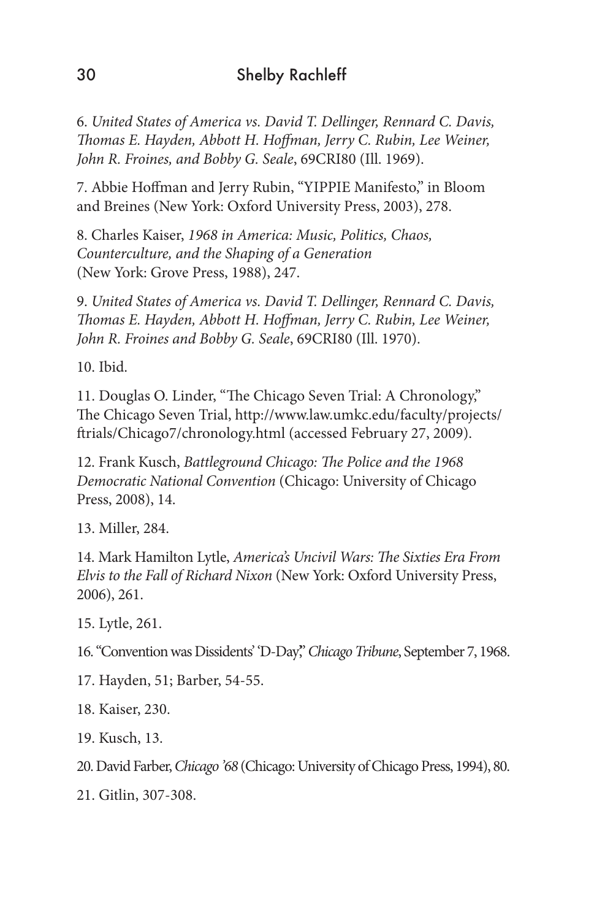6. *United States of America vs. David T. Dellinger, Rennard C. Davis, Thomas E. Hayden, Abbott H. Hoffman, Jerry C. Rubin, Lee Weiner, John R. Froines, and Bobby G. Seale*, 69CRI80 (Ill. 1969).

7. Abbie Hoffman and Jerry Rubin, "YIPPIE Manifesto," in Bloom and Breines (New York: Oxford University Press, 2003), 278.

8. Charles Kaiser, *1968 in America: Music, Politics, Chaos, Counterculture, and the Shaping of a Generation* (New York: Grove Press, 1988), 247.

9. *United States of America vs. David T. Dellinger, Rennard C. Davis, Thomas E. Hayden, Abbott H. Hoffman, Jerry C. Rubin, Lee Weiner, John R. Froines and Bobby G. Seale*, 69CRI80 (Ill. 1970).

10. Ibid.

11. Douglas O. Linder, "The Chicago Seven Trial: A Chronology," The Chicago Seven Trial, http://www.law.umkc.edu/faculty/projects/ftrials/Chicago7/chronology.html (accessed February 27, 2009).

12. Frank Kusch, *Battleground Chicago: The Police and the 1968 Democratic National Convention* (Chicago: University of Chicago Press, 2008), 14.

13. Miller, 284.

14. Mark Hamilton Lytle, *America's Uncivil Wars: The Sixties Era From Elvis to the Fall of Richard Nixon* (New York: Oxford University Press, 2006), 261.

15. Lytle, 261.

16. "Convention was Dissidents' 'D-Day,'" *Chicago Tribune*, September 7, 1968.

17. Hayden, 51; Barber, 54-55.

18. Kaiser, 230.

19. Kusch, 13.

20. David Farber, *Chicago '68* (Chicago: University of Chicago Press, 1994), 80.

21. Gitlin, 307-308.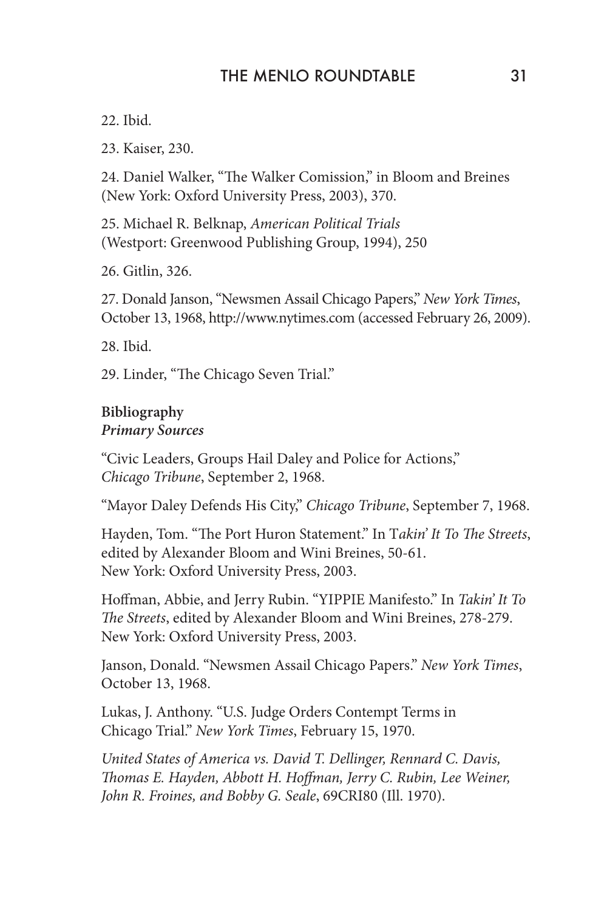22. Ibid.

23. Kaiser, 230.

24. Daniel Walker, "The Walker Comission," in Bloom and Breines (New York: Oxford University Press, 2003), 370.

25. Michael R. Belknap, *American Political Trials* (Westport: Greenwood Publishing Group, 1994), 250

26. Gitlin, 326.

27. Donald Janson, "Newsmen Assail Chicago Papers," *New York Times*, October 13, 1968, http://www.nytimes.com (accessed February 26, 2009).

28. Ibid.

29. Linder, "The Chicago Seven Trial."

**Bibliography**
***Primary Sources***

"Civic Leaders, Groups Hail Daley and Police for Actions," *Chicago Tribune*, September 2, 1968.

"Mayor Daley Defends His City," *Chicago Tribune*, September 7, 1968.

Hayden, Tom. "The Port Huron Statement." In T*akin' It To The Streets*, edited by Alexander Bloom and Wini Breines, 50-61. New York: Oxford University Press, 2003.

Hoffman, Abbie, and Jerry Rubin. "YIPPIE Manifesto." In *Takin' It To The Streets*, edited by Alexander Bloom and Wini Breines, 278-279. New York: Oxford University Press, 2003.

Janson, Donald. "Newsmen Assail Chicago Papers." *New York Times*, October 13, 1968.

Lukas, J. Anthony. "U.S. Judge Orders Contempt Terms in Chicago Trial." *New York Times*, February 15, 1970.

*United States of America vs. David T. Dellinger, Rennard C. Davis, Thomas E. Hayden, Abbott H. Hoffman, Jerry C. Rubin, Lee Weiner, John R. Froines, and Bobby G. Seale*, 69CRI80 (Ill. 1970).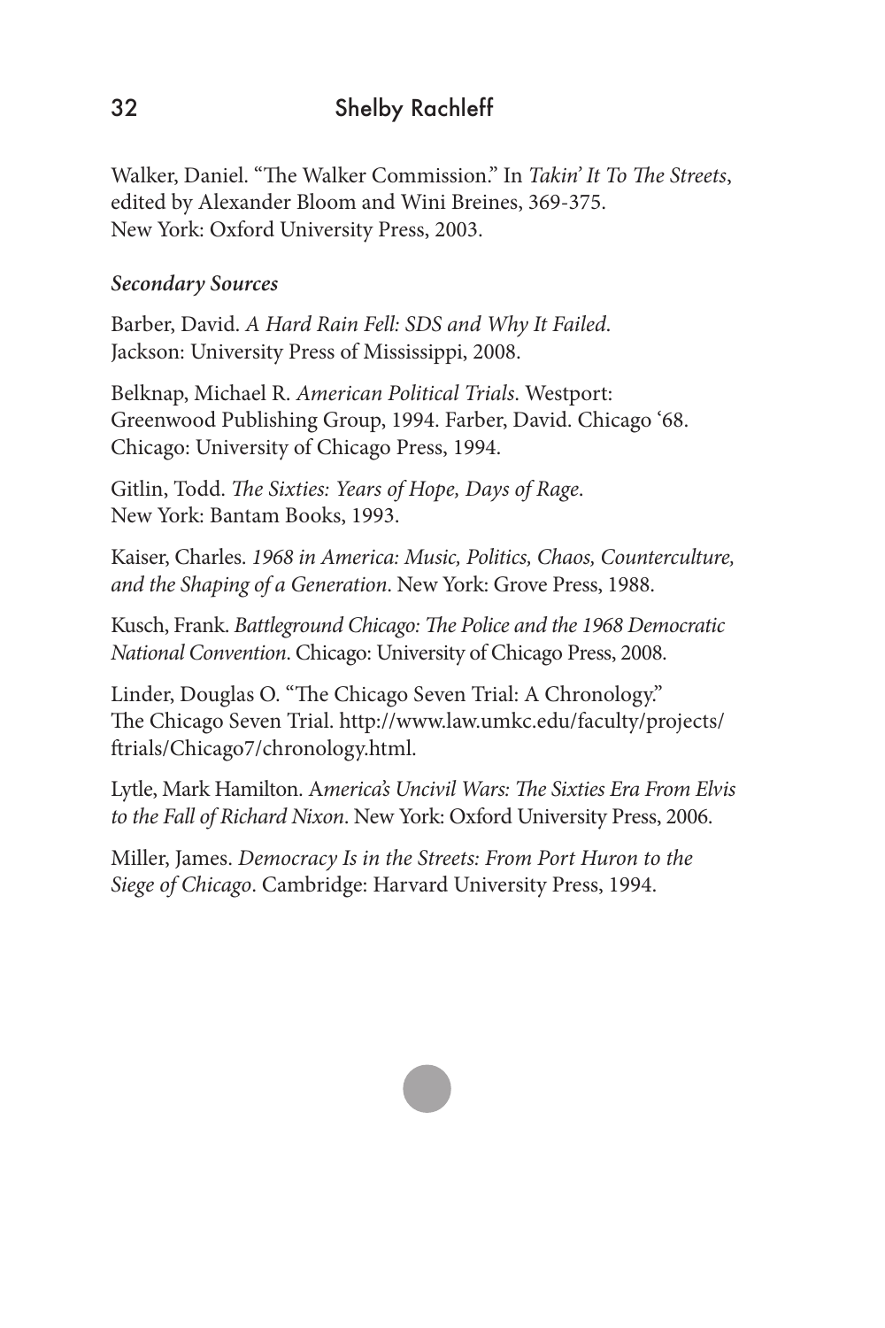Walker, Daniel. "The Walker Commission." In *Takin' It To The Streets*, edited by Alexander Bloom and Wini Breines, 369-375. New York: Oxford University Press, 2003.

***Secondary Sources***

Barber, David. *A Hard Rain Fell: SDS and Why It Failed*. Jackson: University Press of Mississippi, 2008.

Belknap, Michael R. *American Political Trials*. Westport: Greenwood Publishing Group, 1994. Farber, David. Chicago '68. Chicago: University of Chicago Press, 1994.

Gitlin, Todd. *The Sixties: Years of Hope, Days of Rage*. New York: Bantam Books, 1993.

Kaiser, Charles. *1968 in America: Music, Politics, Chaos, Counterculture, and the Shaping of a Generation*. New York: Grove Press, 1988.

Kusch, Frank. *Battleground Chicago: The Police and the 1968 Democratic National Convention*. Chicago: University of Chicago Press, 2008.

Linder, Douglas O. "The Chicago Seven Trial: A Chronology." The Chicago Seven Trial. http://www.law.umkc.edu/faculty/projects/ftrials/Chicago7/chronology.html.

Lytle, Mark Hamilton. A*merica's Uncivil Wars: The Sixties Era From Elvis to the Fall of Richard Nixon*. New York: Oxford University Press, 2006.

Miller, James. *Democracy Is in the Streets: From Port Huron to the Siege of Chicago*. Cambridge: Harvard University Press, 1994.